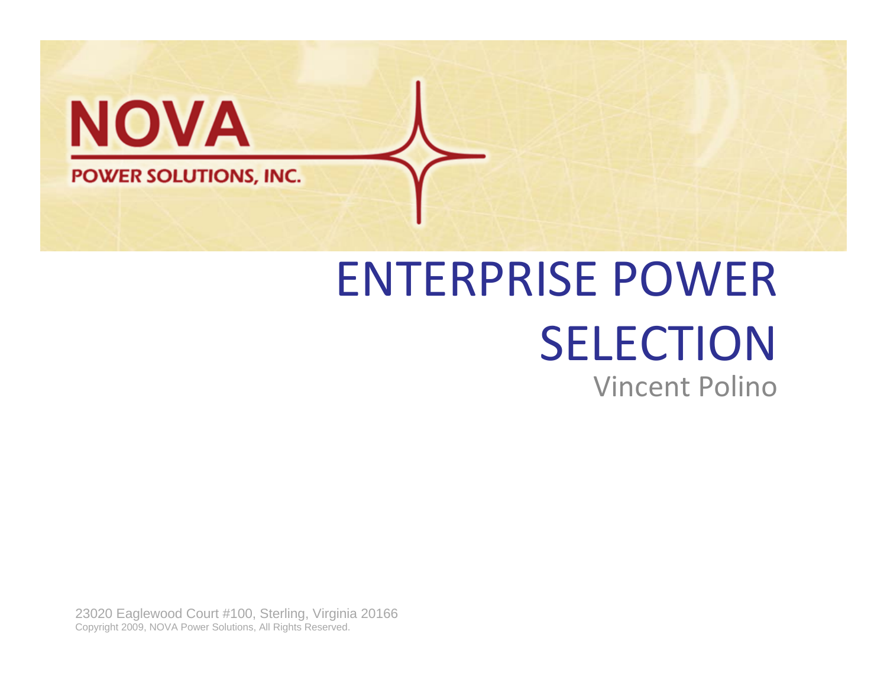NOVA

POWER SOLUTIONS, INC.

# ENTERPRISE POWER SELECTION

Vincent Polino

23020 Eaglewood Court #100, Sterling, Virginia 20166
Copyright 2009, NOVA Power Solutions, All Rights Reserved.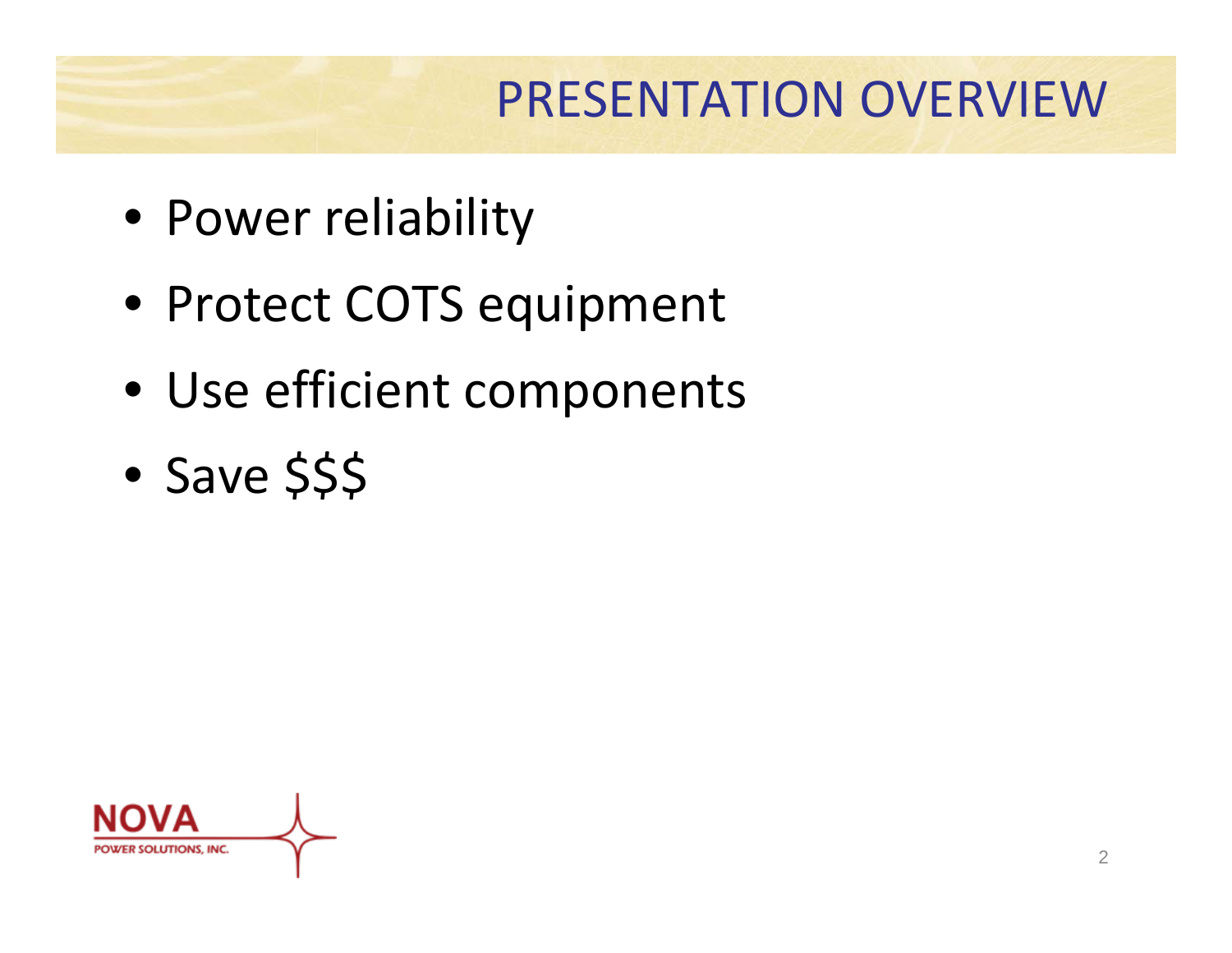# PRESENTATION OVERVIEW

- Power reliability
- Protect COTS equipment
- Use efficient components
- Save $$$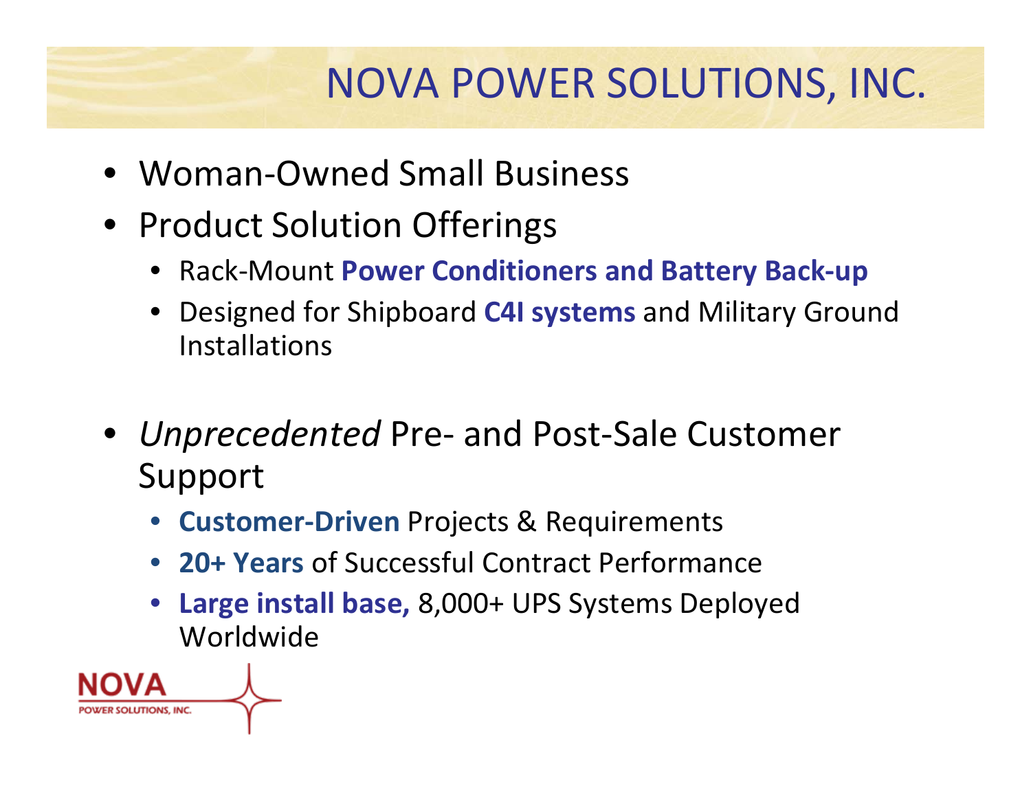# NOVA POWER SOLUTIONS, INC.

- Woman-Owned Small Business
- Product Solution Offerings
  - Rack-Mount **Power Conditioners and Battery Back-up**
  - Designed for Shipboard **C4I systems** and Military Ground Installations

- *Unprecedented* Pre- and Post-Sale Customer Support
  - **Customer-Driven** Projects & Requirements
  - **20+ Years** of Successful Contract Performance
  - **Large install base,** 8,000+ UPS Systems Deployed Worldwide

NOVA POWER SOLUTIONS, INC.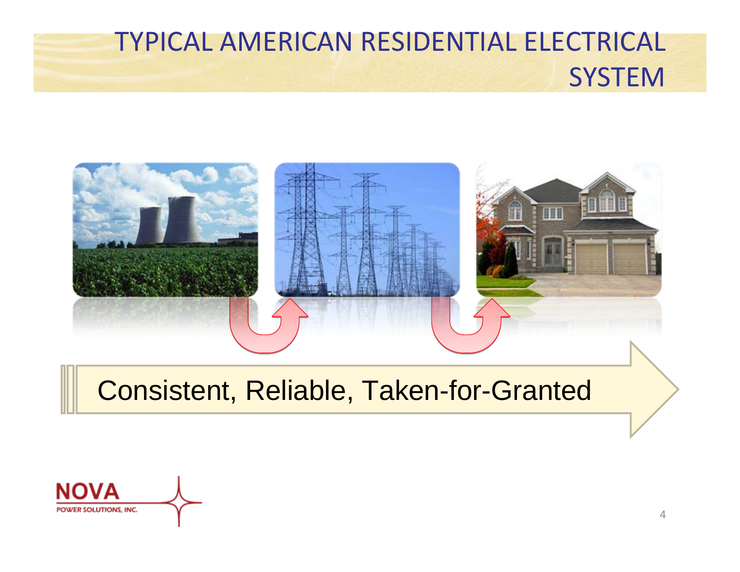# TYPICAL AMERICAN RESIDENTIAL ELECTRICAL SYSTEM

Consistent, Reliable, Taken-for-Granted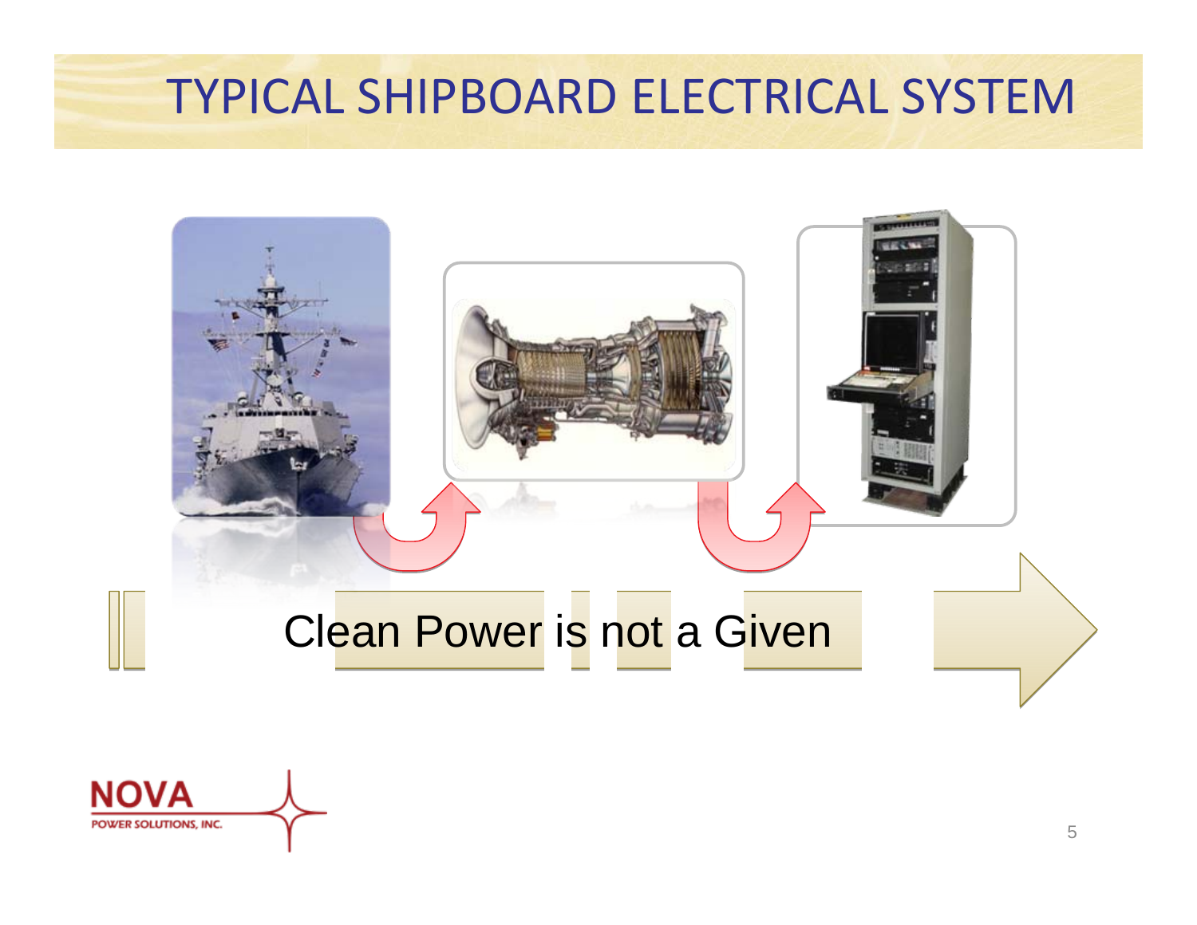# TYPICAL SHIPBOARD ELECTRICAL SYSTEM

Clean Power is not a Given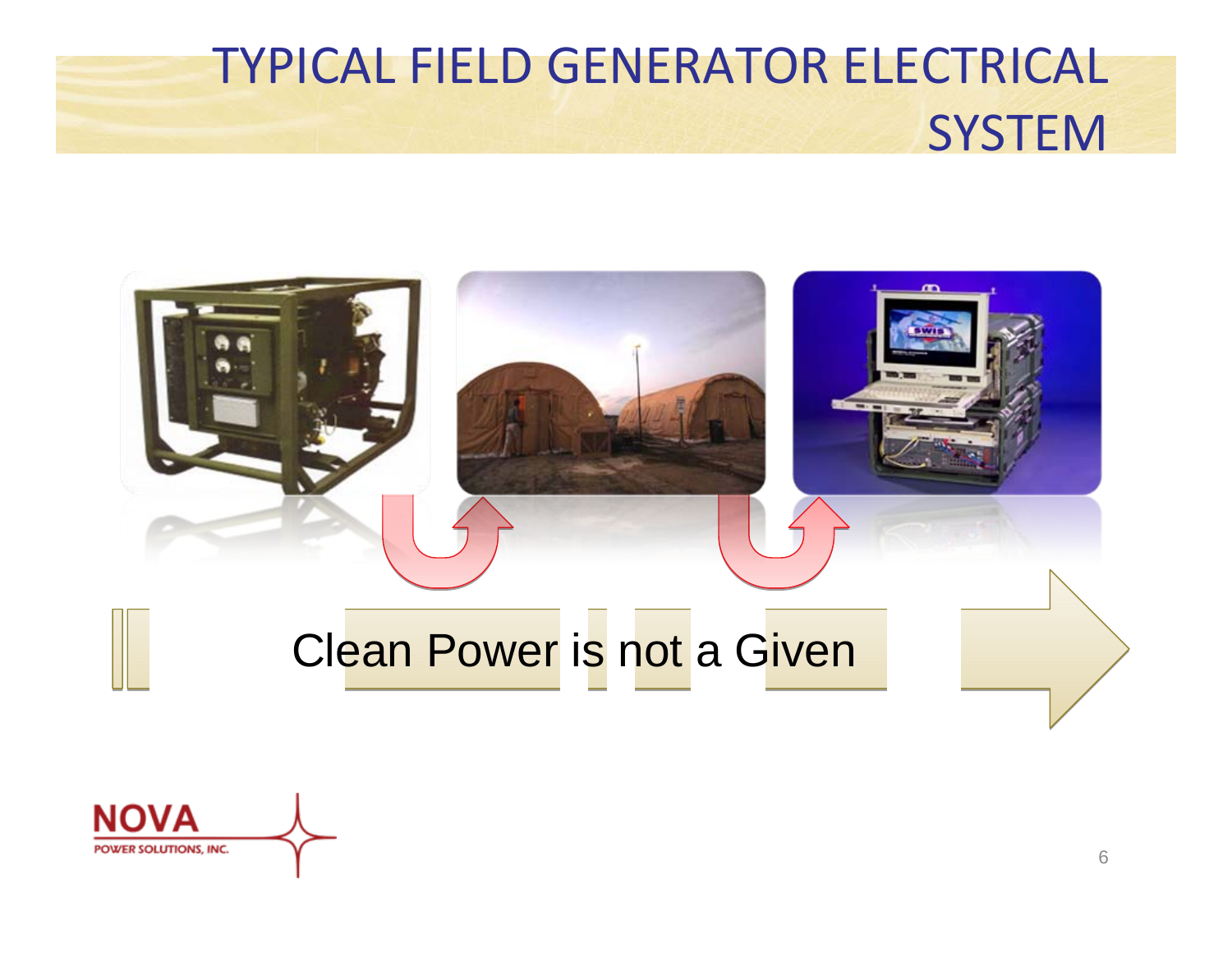# TYPICAL FIELD GENERATOR ELECTRICAL SYSTEM

Clean Power is not a Given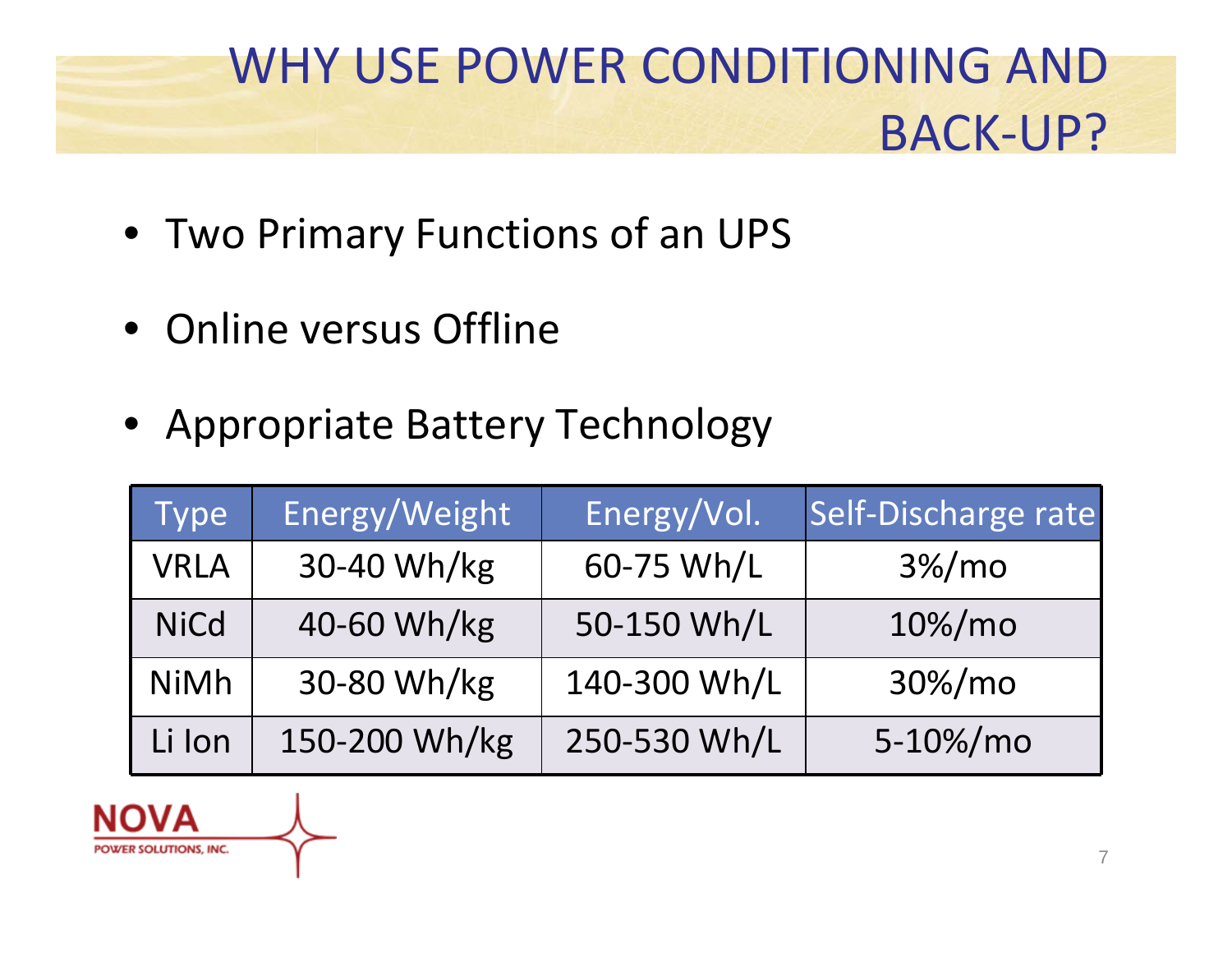# WHY USE POWER CONDITIONING AND BACK-UP?

- Two Primary Functions of an UPS
- Online versus Offline
- Appropriate Battery Technology

| Type | Energy/Weight | Energy/Vol. | Self-Discharge rate |
|---|---|---|---|
| VRLA | 30-40 Wh/kg | 60-75 Wh/L | 3%/mo |
| NiCd | 40-60 Wh/kg | 50-150 Wh/L | 10%/mo |
| NiMh | 30-80 Wh/kg | 140-300 Wh/L | 30%/mo |
| Li Ion | 150-200 Wh/kg | 250-530 Wh/L | 5-10%/mo |

NOVA POWER SOLUTIONS, INC.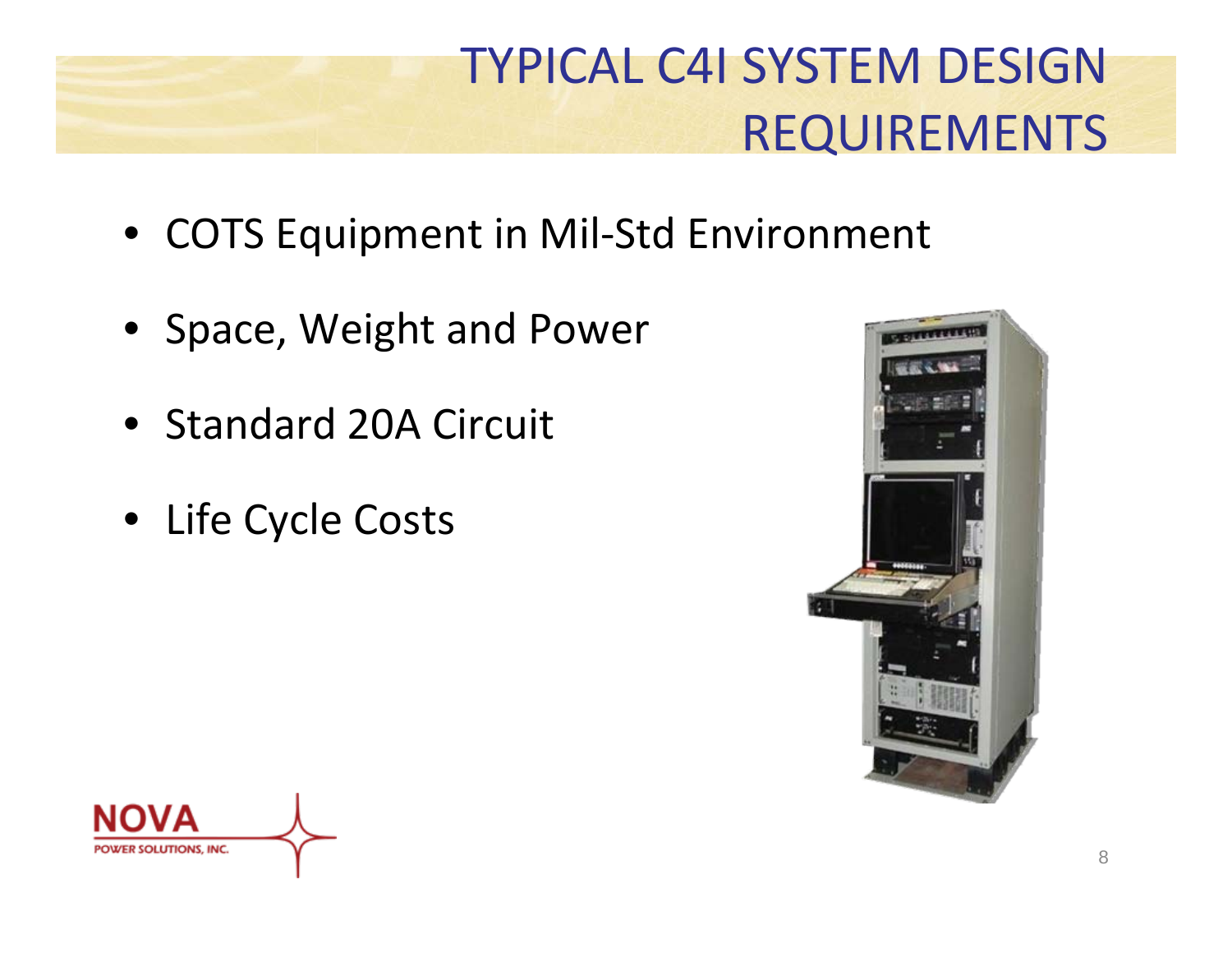# TYPICAL C4I SYSTEM DESIGN REQUIREMENTS

- COTS Equipment in Mil-Std Environment
- Space, Weight and Power
- Standard 20A Circuit
- Life Cycle Costs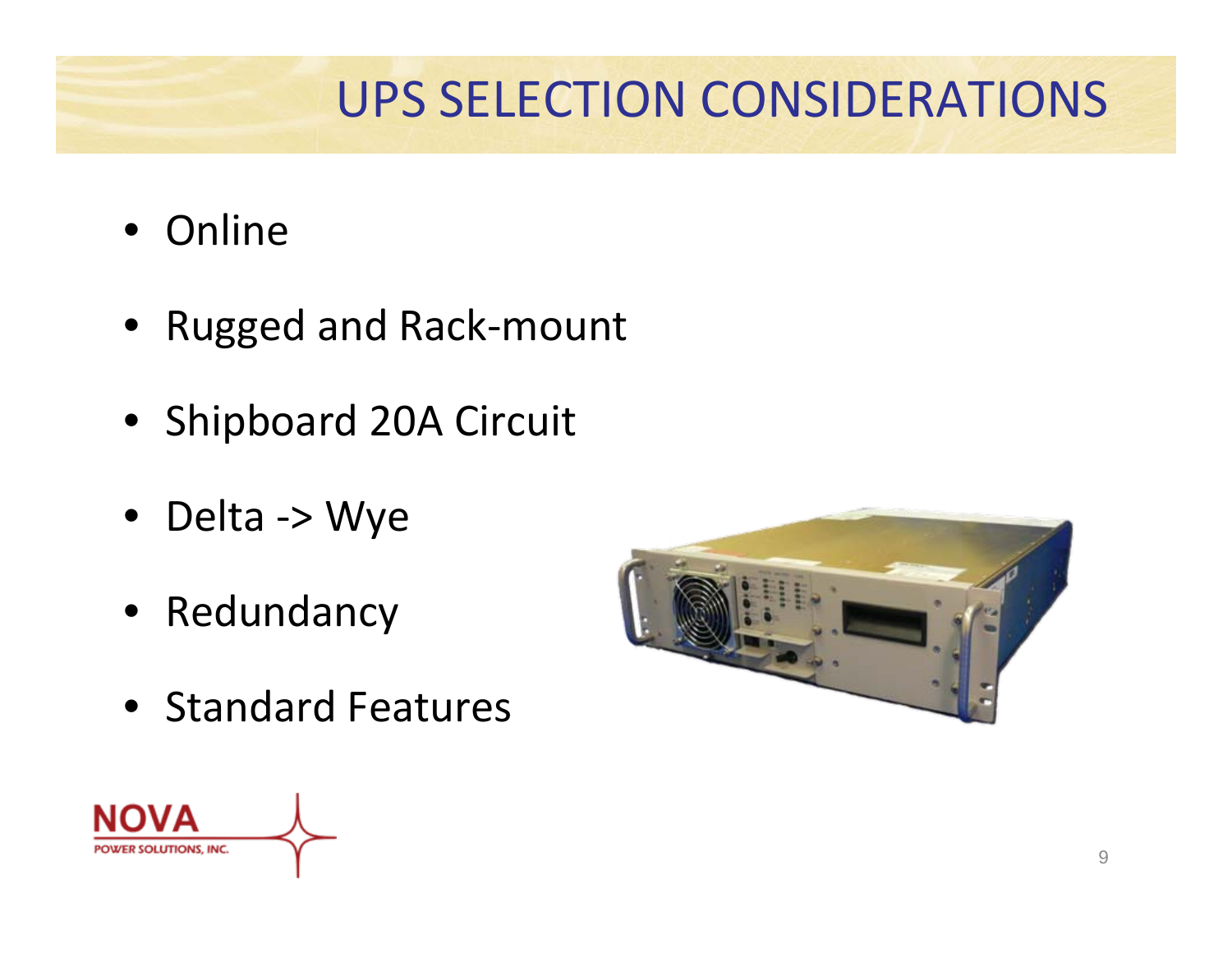# UPS SELECTION CONSIDERATIONS

- Online
- Rugged and Rack-mount
- Shipboard 20A Circuit
- Delta -> Wye
- Redundancy
- Standard Features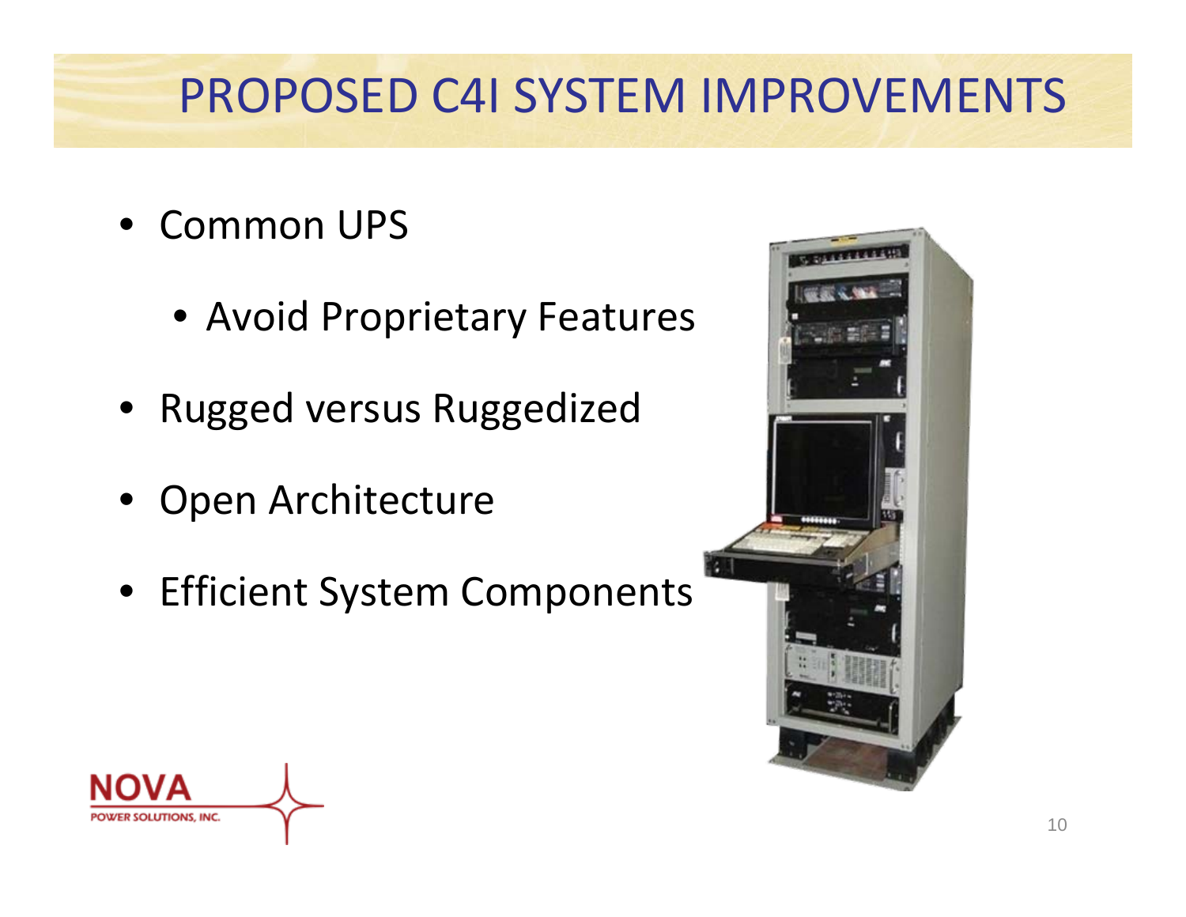# PROPOSED C4I SYSTEM IMPROVEMENTS

- Common UPS
  - Avoid Proprietary Features
- Rugged versus Ruggedized
- Open Architecture
- Efficient System Components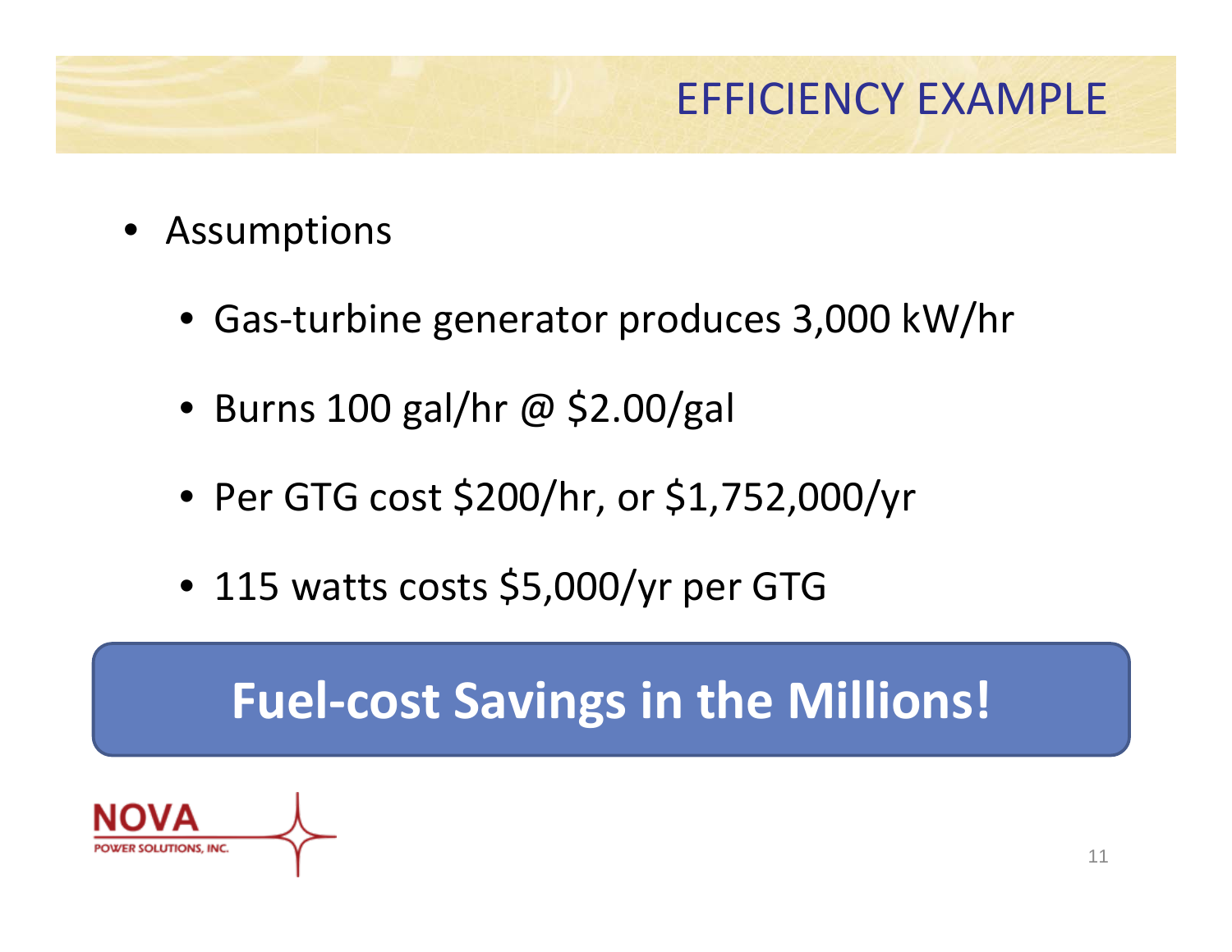# EFFICIENCY EXAMPLE

- Assumptions
  - Gas-turbine generator produces 3,000 kW/hr
  - Burns 100 gal/hr @ $2.00/gal
  - Per GTG cost $200/hr, or $1,752,000/yr
  - 115 watts costs $5,000/yr per GTG

**Fuel-cost Savings in the Millions!**

NOVA
POWER SOLUTIONS, INC.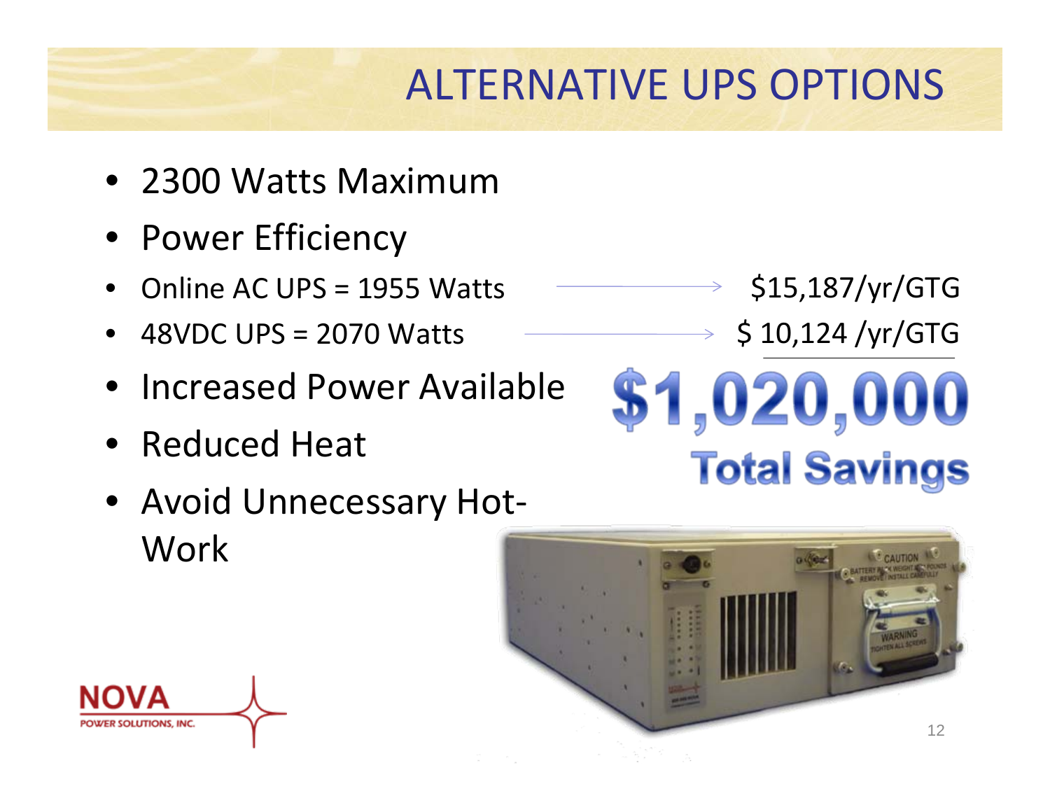# ALTERNATIVE UPS OPTIONS

- 2300 Watts Maximum
- Power Efficiency
- Online AC UPS = 1955 Watts → $15,187/yr/GTG
- 48VDC UPS = 2070 Watts → $ 10,124 /yr/GTG
- Increased Power Available
- Reduced Heat
- Avoid Unnecessary Hot-Work

**$1,020,000**

**Total Savings**

NOVA POWER SOLUTIONS, INC.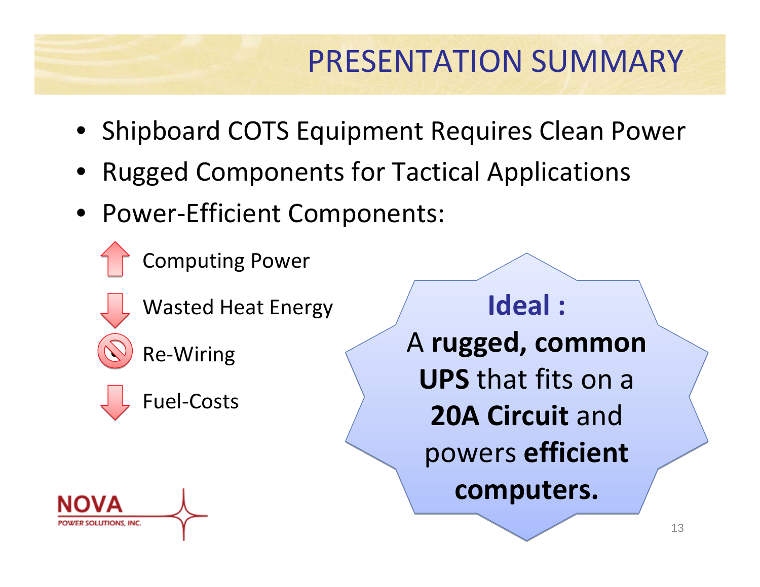# PRESENTATION SUMMARY

- Shipboard COTS Equipment Requires Clean Power
- Rugged Components for Tactical Applications
- Power-Efficient Components:
  - ↑ Computing Power
  - ↓ Wasted Heat Energy
  - ⊘ Re-Wiring
  - ↓ Fuel-Costs

**Ideal :**

A **rugged, common UPS** that fits on a **20A Circuit** and powers **efficient computers.**

NOVA POWER SOLUTIONS, INC.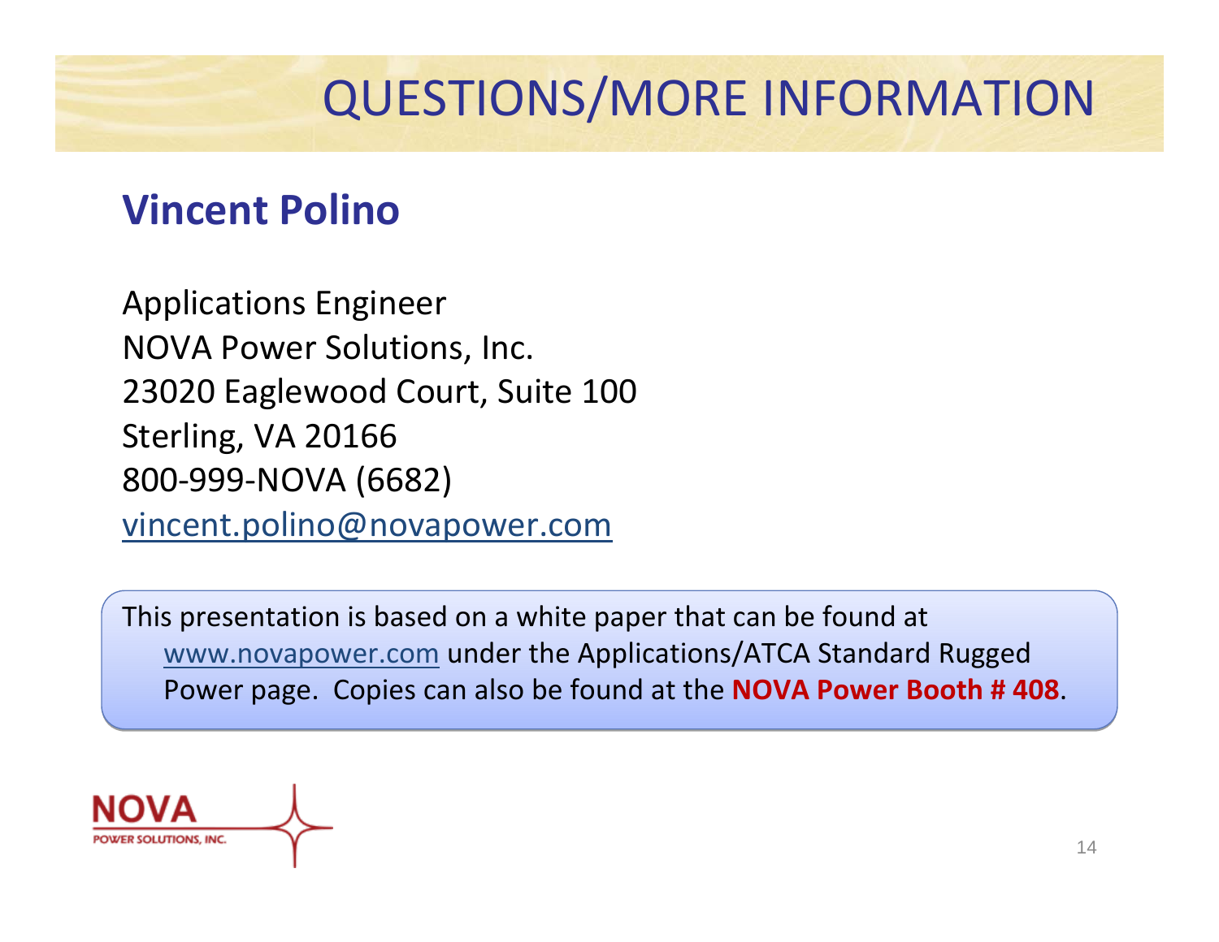# QUESTIONS/MORE INFORMATION

## Vincent Polino

Applications Engineer
NOVA Power Solutions, Inc.
23020 Eaglewood Court, Suite 100
Sterling, VA 20166
800-999-NOVA (6682)
vincent.polino@novapower.com

This presentation is based on a white paper that can be found at www.novapower.com under the Applications/ATCA Standard Rugged Power page. Copies can also be found at the **NOVA Power Booth # 408**.

NOVA
POWER SOLUTIONS, INC.